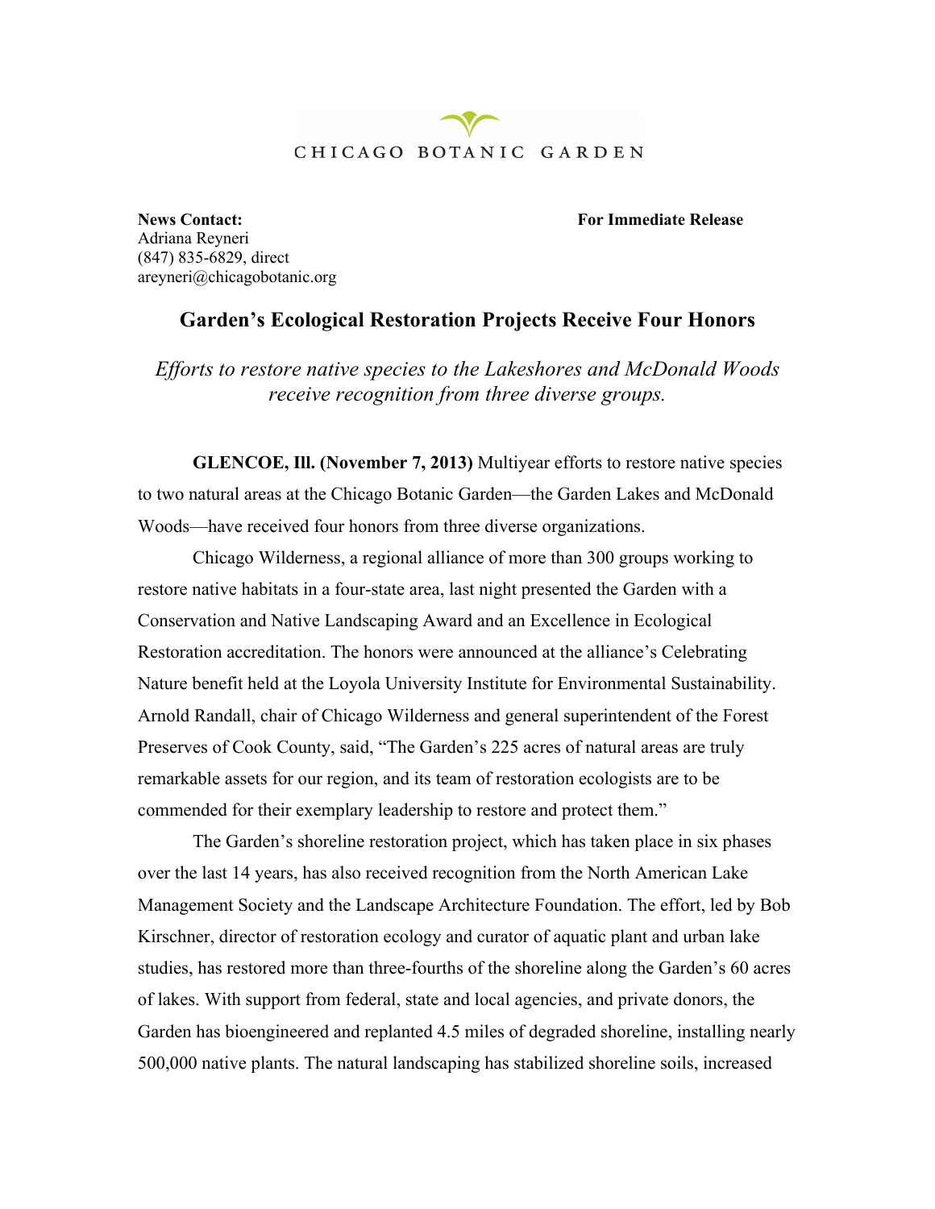CHICAGO BOTANIC GARDEN

**News Contact:**
Adriana Reyneri
(847) 835-6829, direct
areyneri@chicagobotanic.org

**For Immediate Release**

# Garden's Ecological Restoration Projects Receive Four Honors

*Efforts to restore native species to the Lakeshores and McDonald Woods receive recognition from three diverse groups.*

**GLENCOE, Ill. (November 7, 2013)** Multiyear efforts to restore native species to two natural areas at the Chicago Botanic Garden—the Garden Lakes and McDonald Woods—have received four honors from three diverse organizations.

Chicago Wilderness, a regional alliance of more than 300 groups working to restore native habitats in a four-state area, last night presented the Garden with a Conservation and Native Landscaping Award and an Excellence in Ecological Restoration accreditation. The honors were announced at the alliance's Celebrating Nature benefit held at the Loyola University Institute for Environmental Sustainability. Arnold Randall, chair of Chicago Wilderness and general superintendent of the Forest Preserves of Cook County, said, "The Garden's 225 acres of natural areas are truly remarkable assets for our region, and its team of restoration ecologists are to be commended for their exemplary leadership to restore and protect them."

The Garden's shoreline restoration project, which has taken place in six phases over the last 14 years, has also received recognition from the North American Lake Management Society and the Landscape Architecture Foundation. The effort, led by Bob Kirschner, director of restoration ecology and curator of aquatic plant and urban lake studies, has restored more than three-fourths of the shoreline along the Garden's 60 acres of lakes. With support from federal, state and local agencies, and private donors, the Garden has bioengineered and replanted 4.5 miles of degraded shoreline, installing nearly 500,000 native plants. The natural landscaping has stabilized shoreline soils, increased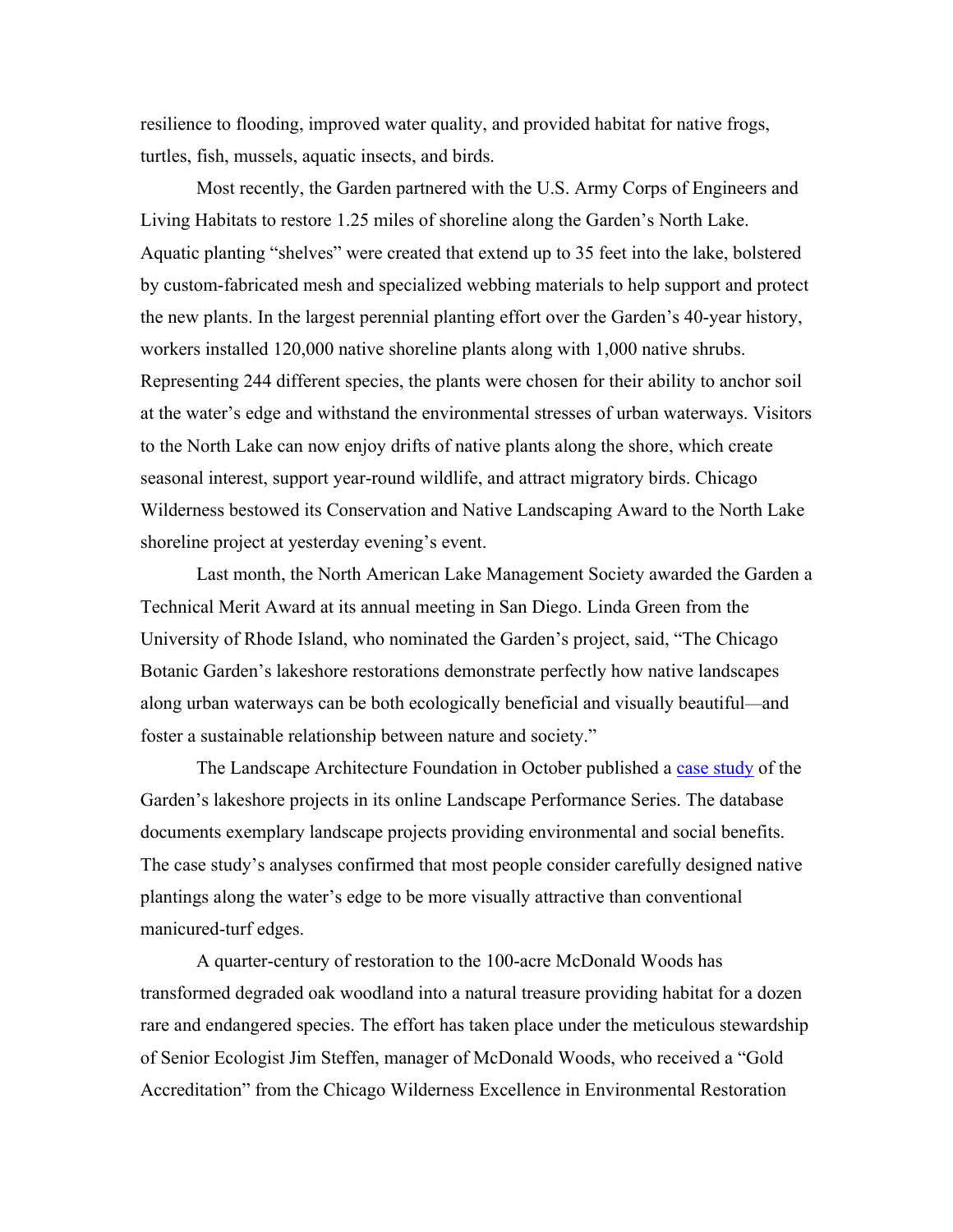resilience to flooding, improved water quality, and provided habitat for native frogs, turtles, fish, mussels, aquatic insects, and birds.

Most recently, the Garden partnered with the U.S. Army Corps of Engineers and Living Habitats to restore 1.25 miles of shoreline along the Garden's North Lake. Aquatic planting "shelves" were created that extend up to 35 feet into the lake, bolstered by custom-fabricated mesh and specialized webbing materials to help support and protect the new plants. In the largest perennial planting effort over the Garden's 40-year history, workers installed 120,000 native shoreline plants along with 1,000 native shrubs. Representing 244 different species, the plants were chosen for their ability to anchor soil at the water's edge and withstand the environmental stresses of urban waterways. Visitors to the North Lake can now enjoy drifts of native plants along the shore, which create seasonal interest, support year-round wildlife, and attract migratory birds. Chicago Wilderness bestowed its Conservation and Native Landscaping Award to the North Lake shoreline project at yesterday evening's event.

Last month, the North American Lake Management Society awarded the Garden a Technical Merit Award at its annual meeting in San Diego. Linda Green from the University of Rhode Island, who nominated the Garden's project, said, "The Chicago Botanic Garden's lakeshore restorations demonstrate perfectly how native landscapes along urban waterways can be both ecologically beneficial and visually beautiful—and foster a sustainable relationship between nature and society."

The Landscape Architecture Foundation in October published a case study of the Garden's lakeshore projects in its online Landscape Performance Series. The database documents exemplary landscape projects providing environmental and social benefits. The case study's analyses confirmed that most people consider carefully designed native plantings along the water's edge to be more visually attractive than conventional manicured-turf edges.

A quarter-century of restoration to the 100-acre McDonald Woods has transformed degraded oak woodland into a natural treasure providing habitat for a dozen rare and endangered species. The effort has taken place under the meticulous stewardship of Senior Ecologist Jim Steffen, manager of McDonald Woods, who received a "Gold Accreditation" from the Chicago Wilderness Excellence in Environmental Restoration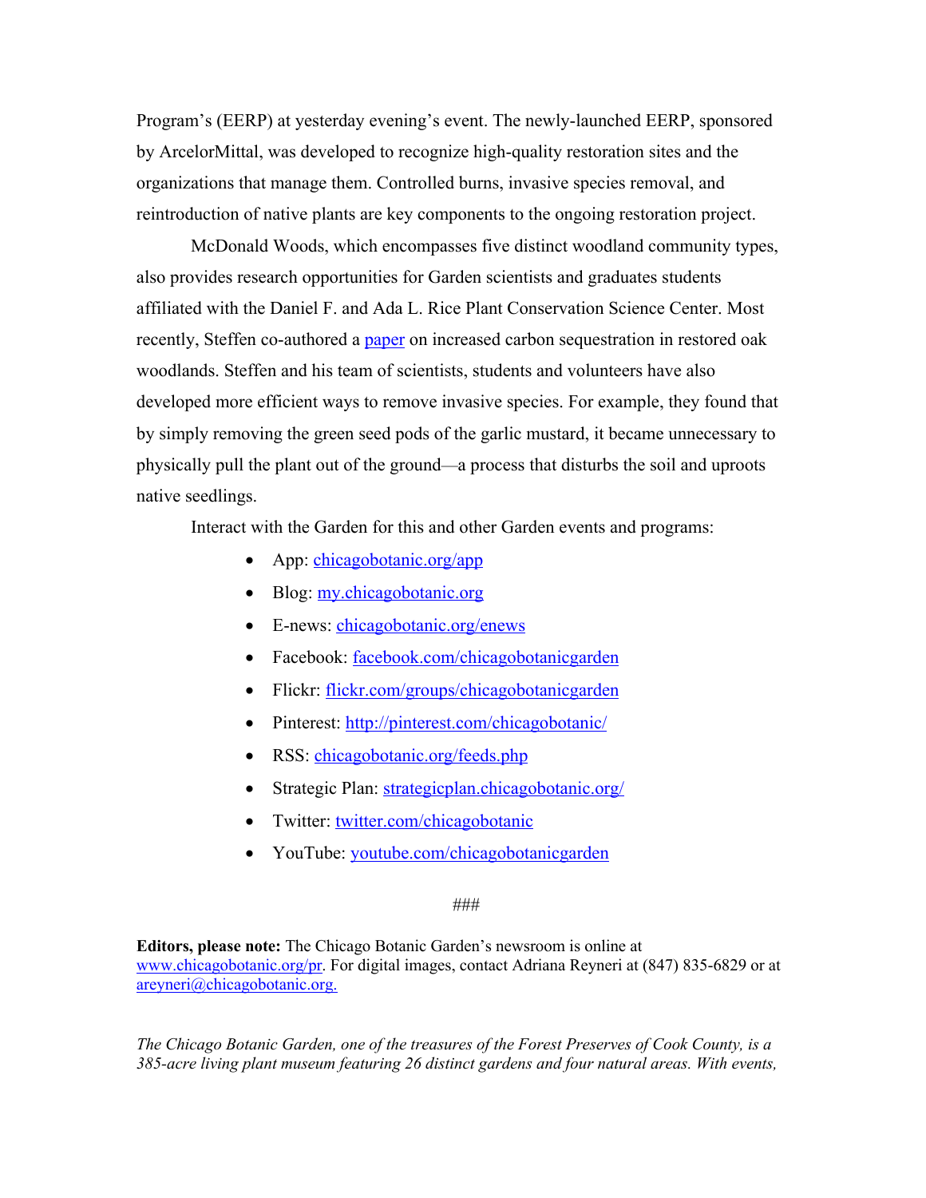Program's (EERP) at yesterday evening's event. The newly-launched EERP, sponsored by ArcelorMittal, was developed to recognize high-quality restoration sites and the organizations that manage them. Controlled burns, invasive species removal, and reintroduction of native plants are key components to the ongoing restoration project.

McDonald Woods, which encompasses five distinct woodland community types, also provides research opportunities for Garden scientists and graduates students affiliated with the Daniel F. and Ada L. Rice Plant Conservation Science Center. Most recently, Steffen co-authored a paper on increased carbon sequestration in restored oak woodlands. Steffen and his team of scientists, students and volunteers have also developed more efficient ways to remove invasive species. For example, they found that by simply removing the green seed pods of the garlic mustard, it became unnecessary to physically pull the plant out of the ground—a process that disturbs the soil and uproots native seedlings.

Interact with the Garden for this and other Garden events and programs:

- App: chicagobotanic.org/app
- Blog: my.chicagobotanic.org
- E-news: chicagobotanic.org/enews
- Facebook: facebook.com/chicagobotanicgarden
- Flickr: flickr.com/groups/chicagobotanicgarden
- Pinterest: http://pinterest.com/chicagobotanic/
- RSS: chicagobotanic.org/feeds.php
- Strategic Plan: strategicplan.chicagobotanic.org/
- Twitter: twitter.com/chicagobotanic
- YouTube: youtube.com/chicagobotanicgarden

###

**Editors, please note:** The Chicago Botanic Garden's newsroom is online at www.chicagobotanic.org/pr. For digital images, contact Adriana Reyneri at (847) 835-6829 or at areyneri@chicagobotanic.org.

*The Chicago Botanic Garden, one of the treasures of the Forest Preserves of Cook County, is a 385-acre living plant museum featuring 26 distinct gardens and four natural areas. With events,*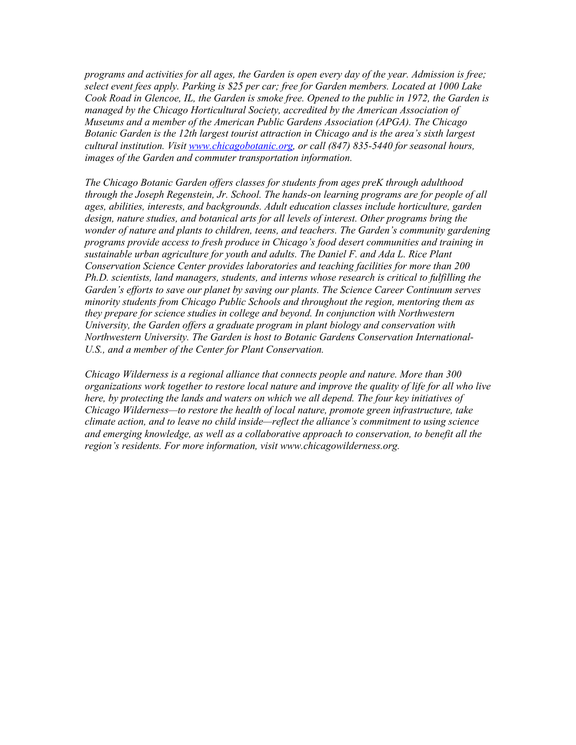*programs and activities for all ages, the Garden is open every day of the year. Admission is free; select event fees apply. Parking is $25 per car; free for Garden members. Located at 1000 Lake Cook Road in Glencoe, IL, the Garden is smoke free. Opened to the public in 1972, the Garden is managed by the Chicago Horticultural Society, accredited by the American Association of Museums and a member of the American Public Gardens Association (APGA). The Chicago Botanic Garden is the 12th largest tourist attraction in Chicago and is the area's sixth largest cultural institution. Visit [www.chicagobotanic.org](http://www.chicagobotanic.org), or call (847) 835-5440 for seasonal hours, images of the Garden and commuter transportation information.*

*The Chicago Botanic Garden offers classes for students from ages preK through adulthood through the Joseph Regenstein, Jr. School. The hands-on learning programs are for people of all ages, abilities, interests, and backgrounds. Adult education classes include horticulture, garden design, nature studies, and botanical arts for all levels of interest. Other programs bring the wonder of nature and plants to children, teens, and teachers. The Garden's community gardening programs provide access to fresh produce in Chicago's food desert communities and training in sustainable urban agriculture for youth and adults. The Daniel F. and Ada L. Rice Plant Conservation Science Center provides laboratories and teaching facilities for more than 200 Ph.D. scientists, land managers, students, and interns whose research is critical to fulfilling the Garden's efforts to save our planet by saving our plants. The Science Career Continuum serves minority students from Chicago Public Schools and throughout the region, mentoring them as they prepare for science studies in college and beyond. In conjunction with Northwestern University, the Garden offers a graduate program in plant biology and conservation with Northwestern University. The Garden is host to Botanic Gardens Conservation International-U.S., and a member of the Center for Plant Conservation.*

*Chicago Wilderness is a regional alliance that connects people and nature. More than 300 organizations work together to restore local nature and improve the quality of life for all who live here, by protecting the lands and waters on which we all depend. The four key initiatives of Chicago Wilderness—to restore the health of local nature, promote green infrastructure, take climate action, and to leave no child inside—reflect the alliance's commitment to using science and emerging knowledge, as well as a collaborative approach to conservation, to benefit all the region's residents. For more information, visit www.chicagowilderness.org.*